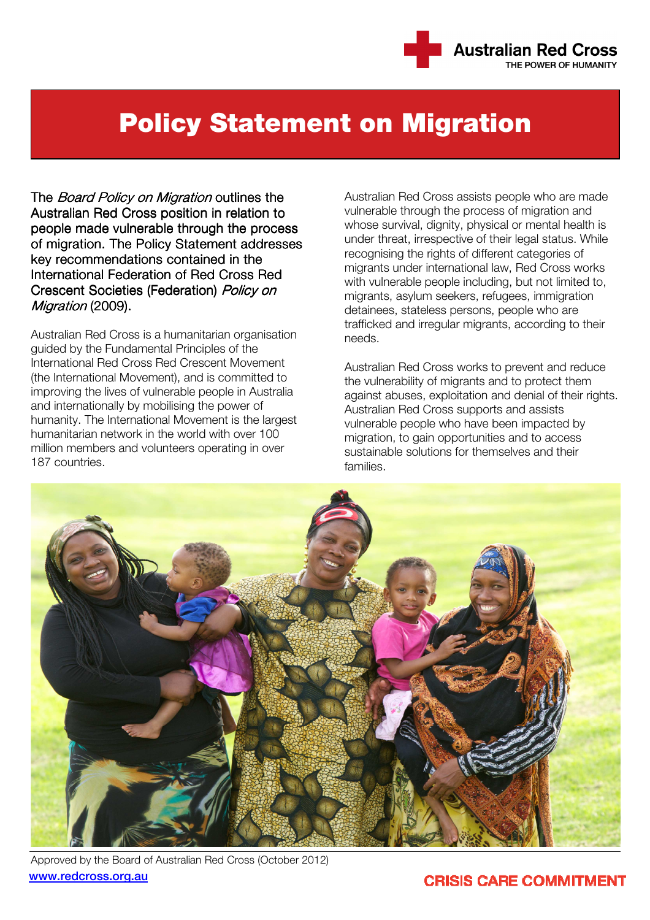Australian Red Cross
THE POWER OF HUMANITY

# Policy Statement on Migration

The *Board Policy on Migration* outlines the Australian Red Cross position in relation to people made vulnerable through the process of migration. The Policy Statement addresses key recommendations contained in the International Federation of Red Cross Red Crescent Societies (Federation) *Policy on Migration* (2009).

Australian Red Cross is a humanitarian organisation guided by the Fundamental Principles of the International Red Cross Red Crescent Movement (the International Movement), and is committed to improving the lives of vulnerable people in Australia and internationally by mobilising the power of humanity. The International Movement is the largest humanitarian network in the world with over 100 million members and volunteers operating in over 187 countries.

Australian Red Cross assists people who are made vulnerable through the process of migration and whose survival, dignity, physical or mental health is under threat, irrespective of their legal status. While recognising the rights of different categories of migrants under international law, Red Cross works with vulnerable people including, but not limited to, migrants, asylum seekers, refugees, immigration detainees, stateless persons, people who are trafficked and irregular migrants, according to their needs.

Australian Red Cross works to prevent and reduce the vulnerability of migrants and to protect them against abuses, exploitation and denial of their rights. Australian Red Cross supports and assists vulnerable people who have been impacted by migration, to gain opportunities and to access sustainable solutions for themselves and their families.

Approved by the Board of Australian Red Cross (October 2012)

www.redcross.org.au

CRISIS CARE COMMITMENT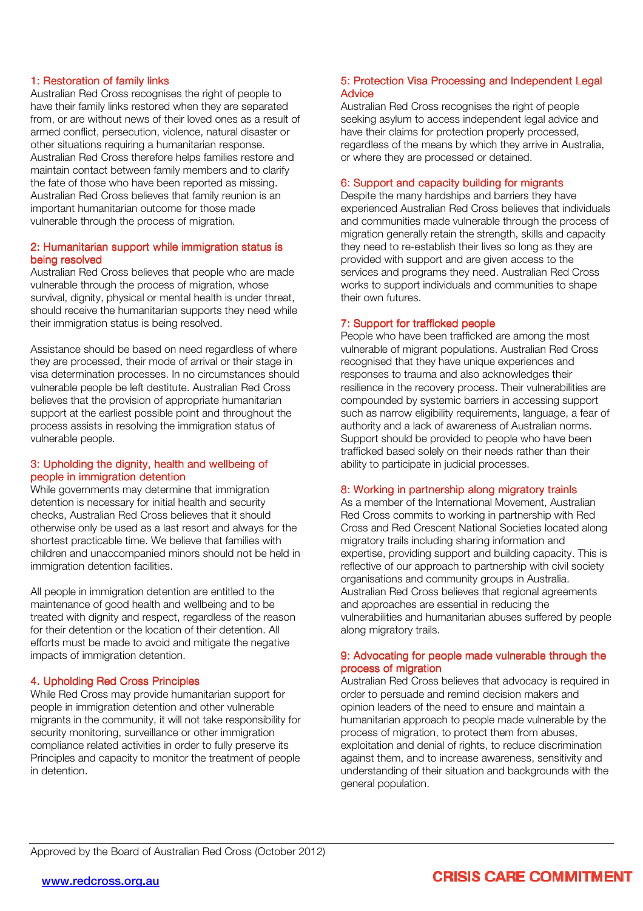### 1: Restoration of family links

Australian Red Cross recognises the right of people to have their family links restored when they are separated from, or are without news of their loved ones as a result of armed conflict, persecution, violence, natural disaster or other situations requiring a humanitarian response. Australian Red Cross therefore helps families restore and maintain contact between family members and to clarify the fate of those who have been reported as missing. Australian Red Cross believes that family reunion is an important humanitarian outcome for those made vulnerable through the process of migration.

### 2: Humanitarian support while immigration status is being resolved

Australian Red Cross believes that people who are made vulnerable through the process of migration, whose survival, dignity, physical or mental health is under threat, should receive the humanitarian supports they need while their immigration status is being resolved.

Assistance should be based on need regardless of where they are processed, their mode of arrival or their stage in visa determination processes. In no circumstances should vulnerable people be left destitute. Australian Red Cross believes that the provision of appropriate humanitarian support at the earliest possible point and throughout the process assists in resolving the immigration status of vulnerable people.

### 3: Upholding the dignity, health and wellbeing of people in immigration detention

While governments may determine that immigration detention is necessary for initial health and security checks, Australian Red Cross believes that it should otherwise only be used as a last resort and always for the shortest practicable time. We believe that families with children and unaccompanied minors should not be held in immigration detention facilities.

All people in immigration detention are entitled to the maintenance of good health and wellbeing and to be treated with dignity and respect, regardless of the reason for their detention or the location of their detention. All efforts must be made to avoid and mitigate the negative impacts of immigration detention.

### 4. Upholding Red Cross Principles

While Red Cross may provide humanitarian support for people in immigration detention and other vulnerable migrants in the community, it will not take responsibility for security monitoring, surveillance or other immigration compliance related activities in order to fully preserve its Principles and capacity to monitor the treatment of people in detention.

### 5: Protection Visa Processing and Independent Legal Advice

Australian Red Cross recognises the right of people seeking asylum to access independent legal advice and have their claims for protection properly processed, regardless of the means by which they arrive in Australia, or where they are processed or detained.

### 6: Support and capacity building for migrants

Despite the many hardships and barriers they have experienced Australian Red Cross believes that individuals and communities made vulnerable through the process of migration generally retain the strength, skills and capacity they need to re-establish their lives so long as they are provided with support and are given access to the services and programs they need. Australian Red Cross works to support individuals and communities to shape their own futures.

### 7: Support for trafficked people

People who have been trafficked are among the most vulnerable of migrant populations. Australian Red Cross recognised that they have unique experiences and responses to trauma and also acknowledges their resilience in the recovery process. Their vulnerabilities are compounded by systemic barriers in accessing support such as narrow eligibility requirements, language, a fear of authority and a lack of awareness of Australian norms. Support should be provided to people who have been trafficked based solely on their needs rather than their ability to participate in judicial processes.

### 8: Working in partnership along migratory trainls

As a member of the International Movement, Australian Red Cross commits to working in partnership with Red Cross and Red Crescent National Societies located along migratory trails including sharing information and expertise, providing support and building capacity. This is reflective of our approach to partnership with civil society organisations and community groups in Australia. Australian Red Cross believes that regional agreements and approaches are essential in reducing the vulnerabilities and humanitarian abuses suffered by people along migratory trails.

### 9: Advocating for people made vulnerable through the process of migration

Australian Red Cross believes that advocacy is required in order to persuade and remind decision makers and opinion leaders of the need to ensure and maintain a humanitarian approach to people made vulnerable by the process of migration, to protect them from abuses, exploitation and denial of rights, to reduce discrimination against them, and to increase awareness, sensitivity and understanding of their situation and backgrounds with the general population.

---

Approved by the Board of Australian Red Cross (October 2012)

www.redcross.org.au

**CRISIS CARE COMMITMENT**